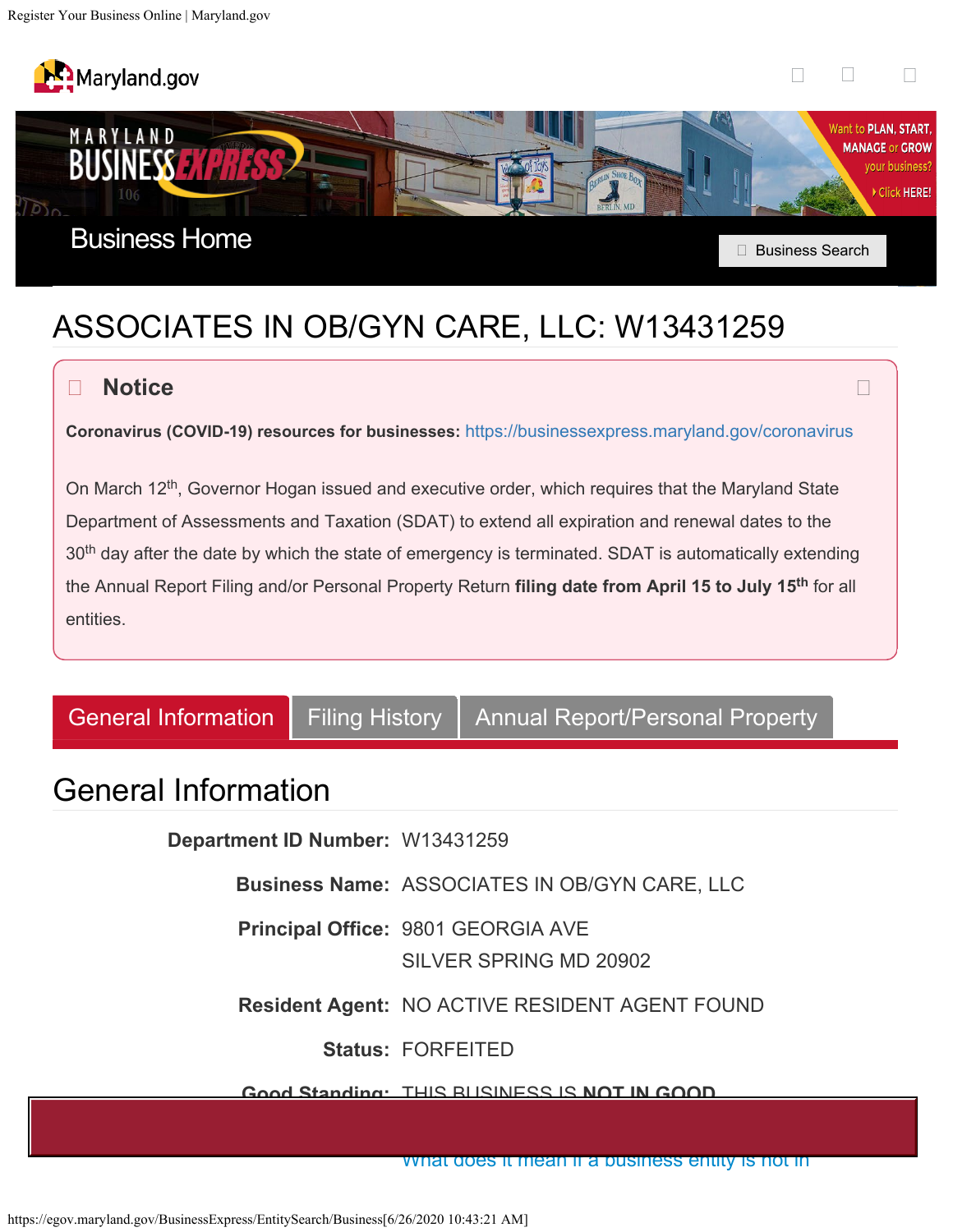Maryland.gov

MARYLAND BUSINESS EXPRESS

Want to PLAN, START, MANAGE or GROW your business? Click HERE!

Business Home

Business Search

# ASSOCIATES IN OB/GYN CARE, LLC: W13431259

## Notice

**Coronavirus (COVID-19) resources for businesses:** https://businessexpress.maryland.gov/coronavirus

On March 12th, Governor Hogan issued and executive order, which requires that the Maryland State Department of Assessments and Taxation (SDAT) to extend all expiration and renewal dates to the 30th day after the date by which the state of emergency is terminated. SDAT is automatically extending the Annual Report Filing and/or Personal Property Return **filing date from April 15 to July 15th** for all entities.

General Information | Filing History | Annual Report/Personal Property

## General Information

**Department ID Number:** W13431259

**Business Name:** ASSOCIATES IN OB/GYN CARE, LLC

**Principal Office:** 9801 GEORGIA AVE
SILVER SPRING MD 20902

**Resident Agent:** NO ACTIVE RESIDENT AGENT FOUND

**Status:** FORFEITED

**Good Standing:** THIS BUSINESS IS **NOT IN GOOD**

What does it mean if a business entity is not in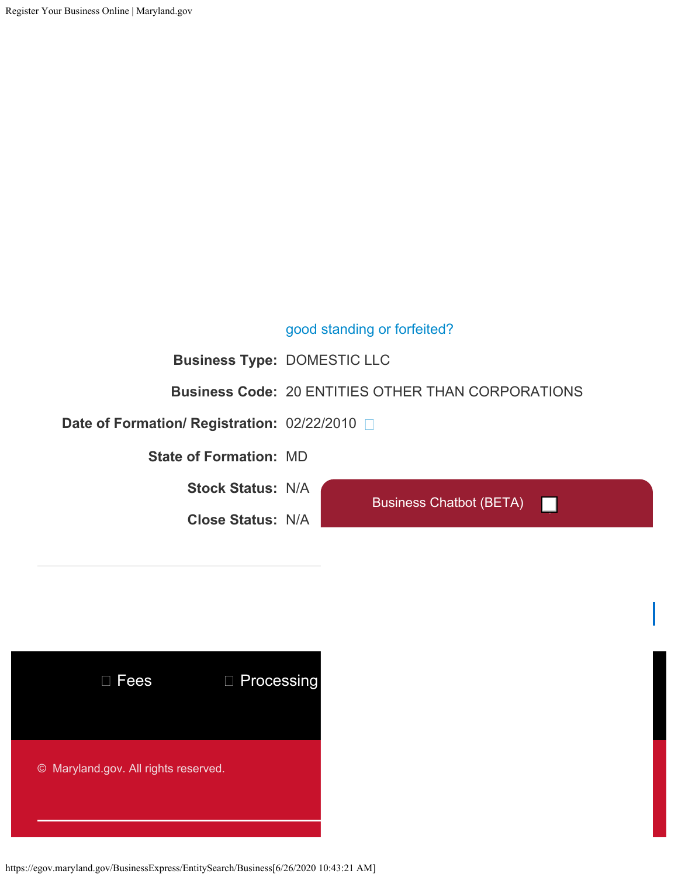good standing or forfeited?

**Business Type:** DOMESTIC LLC

**Business Code:** 20 ENTITIES OTHER THAN CORPORATIONS

**Date of Formation/ Registration:** 02/22/2010

**State of Formation:** MD

**Stock Status:** N/A

**Close Status:** N/A

Business Chatbot (BETA)

Fees

Processing

© Maryland.gov. All rights reserved.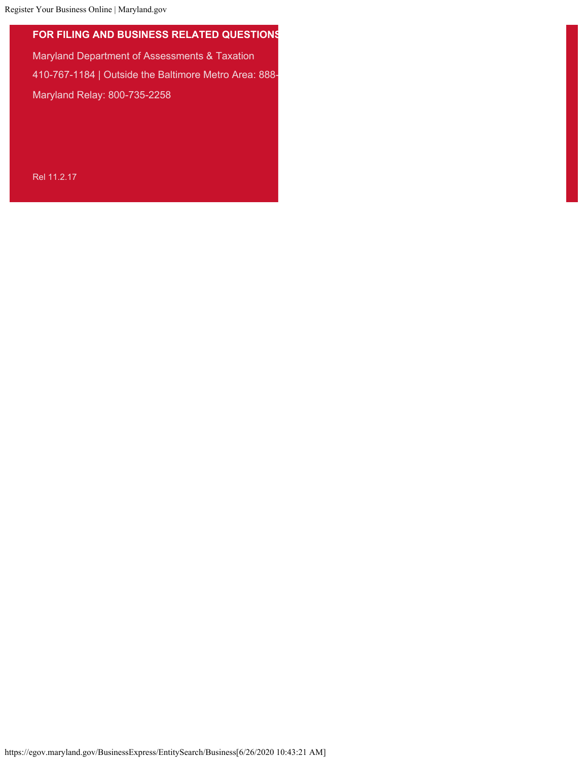**FOR FILING AND BUSINESS RELATED QUESTIONS**

Maryland Department of Assessments & Taxation

410-767-1184 | Outside the Baltimore Metro Area: 888-

Maryland Relay: 800-735-2258

Rel 11.2.17